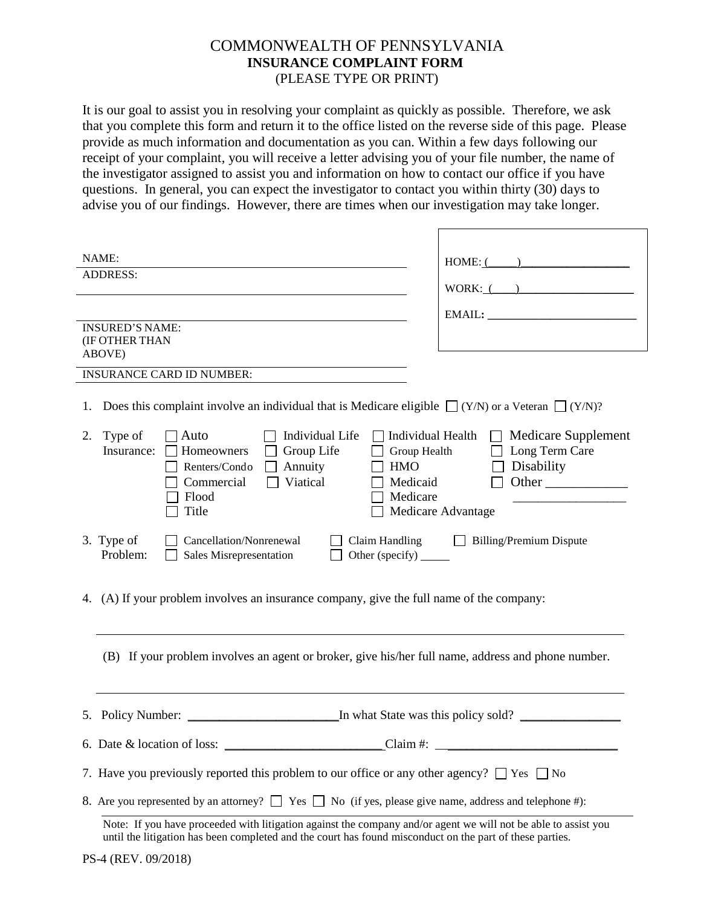# COMMONWEALTH OF PENNSYLVANIA
## INSURANCE COMPLAINT FORM
(PLEASE TYPE OR PRINT)

It is our goal to assist you in resolving your complaint as quickly as possible. Therefore, we ask that you complete this form and return it to the office listed on the reverse side of this page. Please provide as much information and documentation as you can. Within a few days following our receipt of your complaint, you will receive a letter advising you of your file number, the name of the investigator assigned to assist you and information on how to contact our office if you have questions. In general, you can expect the investigator to contact you within thirty (30) days to advise you of our findings. However, there are times when our investigation may take longer.

NAME:

ADDRESS:

INSURED'S NAME:
(IF OTHER THAN ABOVE)

INSURANCE CARD ID NUMBER:

HOME: (\_\_\_\_\_)\_\_\_\_\_\_\_\_\_\_\_\_\_\_\_\_\_\_

WORK: (\_\_\_\_)\_\_\_\_\_\_\_\_\_\_\_\_\_\_\_\_\_\_\_

EMAIL: \_\_\_\_\_\_\_\_\_\_\_\_\_\_\_\_\_\_\_\_\_\_\_\_\_

1. Does this complaint involve an individual that is Medicare eligible ☐ (Y/N) or a Veteran ☐ (Y/N)?

2. Type of Insurance:
   - ☐ Auto
   - ☐ Homeowners
   - ☐ Renters/Condo
   - ☐ Commercial
   - ☐ Flood
   - ☐ Title
   - ☐ Individual Life
   - ☐ Group Life
   - ☐ Annuity
   - ☐ Viatical
   - ☐ Individual Health
   - ☐ Group Health
   - ☐ HMO
   - ☐ Medicaid
   - ☐ Medicare
   - ☐ Medicare Advantage
   - ☐ Medicare Supplement
   - ☐ Long Term Care
   - ☐ Disability
   - ☐ Other \_\_\_\_\_\_\_\_\_\_\_\_ \_\_\_\_\_\_\_\_\_\_\_\_\_\_\_\_\_\_

3. Type of Problem:
   - ☐ Cancellation/Nonrenewal
   - ☐ Sales Misrepresentation
   - ☐ Claim Handling
   - ☐ Other (specify) \_\_\_\_\_
   - ☐ Billing/Premium Dispute

4. (A) If your problem involves an insurance company, give the full name of the company:

   \_\_\_\_\_\_\_\_\_\_\_\_\_\_\_\_\_\_\_\_\_\_\_\_\_\_\_\_\_\_\_\_\_\_\_\_\_\_\_\_\_\_\_\_\_\_\_\_\_\_\_\_\_\_\_\_

   (B) If your problem involves an agent or broker, give his/her full name, address and phone number.

   \_\_\_\_\_\_\_\_\_\_\_\_\_\_\_\_\_\_\_\_\_\_\_\_\_\_\_\_\_\_\_\_\_\_\_\_\_\_\_\_\_\_\_\_\_\_\_\_\_\_\_\_\_\_\_\_

5. Policy Number: \_\_\_\_\_\_\_\_\_\_\_\_\_\_\_\_\_\_\_\_\_\_\_ In what State was this policy sold? \_\_\_\_\_\_\_\_\_\_\_\_\_\_\_\_

6. Date & location of loss: \_\_\_\_\_\_\_\_\_\_\_\_\_\_\_\_\_\_\_\_\_\_\_\_\_ Claim #: \_\_\_\_\_\_\_\_\_\_\_\_\_\_\_\_\_\_\_\_\_\_\_\_\_\_\_\_

7. Have you previously reported this problem to our office or any other agency? ☐ Yes ☐ No

8. Are you represented by an attorney? ☐ Yes ☐ No (if yes, please give name, address and telephone #):

   Note: If you have proceeded with litigation against the company and/or agent we will not be able to assist you until the litigation has been completed and the court has found misconduct on the part of these parties.

PS-4 (REV. 09/2018)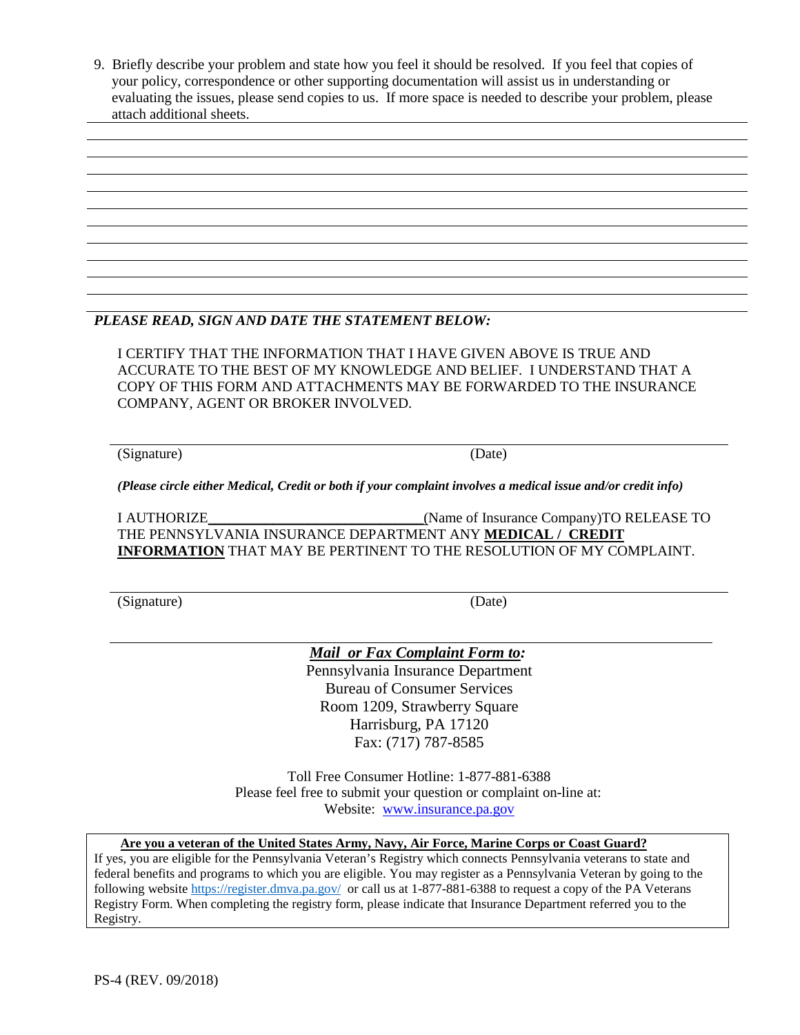9. Briefly describe your problem and state how you feel it should be resolved. If you feel that copies of your policy, correspondence or other supporting documentation will assist us in understanding or evaluating the issues, please send copies to us. If more space is needed to describe your problem, please attach additional sheets.

***PLEASE READ, SIGN AND DATE THE STATEMENT BELOW:***

I CERTIFY THAT THE INFORMATION THAT I HAVE GIVEN ABOVE IS TRUE AND ACCURATE TO THE BEST OF MY KNOWLEDGE AND BELIEF. I UNDERSTAND THAT A COPY OF THIS FORM AND ATTACHMENTS MAY BE FORWARDED TO THE INSURANCE COMPANY, AGENT OR BROKER INVOLVED.

(Signature) (Date)

***(Please circle either Medical, Credit or both if your complaint involves a medical issue and/or credit info)***

I AUTHORIZE______________________________(Name of Insurance Company)TO RELEASE TO THE PENNSYLVANIA INSURANCE DEPARTMENT ANY **MEDICAL / CREDIT INFORMATION** THAT MAY BE PERTINENT TO THE RESOLUTION OF MY COMPLAINT.

(Signature) (Date)

***Mail or Fax Complaint Form to:***

Pennsylvania Insurance Department
Bureau of Consumer Services
Room 1209, Strawberry Square
Harrisburg, PA 17120
Fax: (717) 787-8585

Toll Free Consumer Hotline: 1-877-881-6388
Please feel free to submit your question or complaint on-line at:
Website: www.insurance.pa.gov

**Are you a veteran of the United States Army, Navy, Air Force, Marine Corps or Coast Guard?**
If yes, you are eligible for the Pennsylvania Veteran's Registry which connects Pennsylvania veterans to state and federal benefits and programs to which you are eligible. You may register as a Pennsylvania Veteran by going to the following website https://register.dmva.pa.gov/ or call us at 1-877-881-6388 to request a copy of the PA Veterans Registry Form. When completing the registry form, please indicate that Insurance Department referred you to the Registry.

PS-4 (REV. 09/2018)